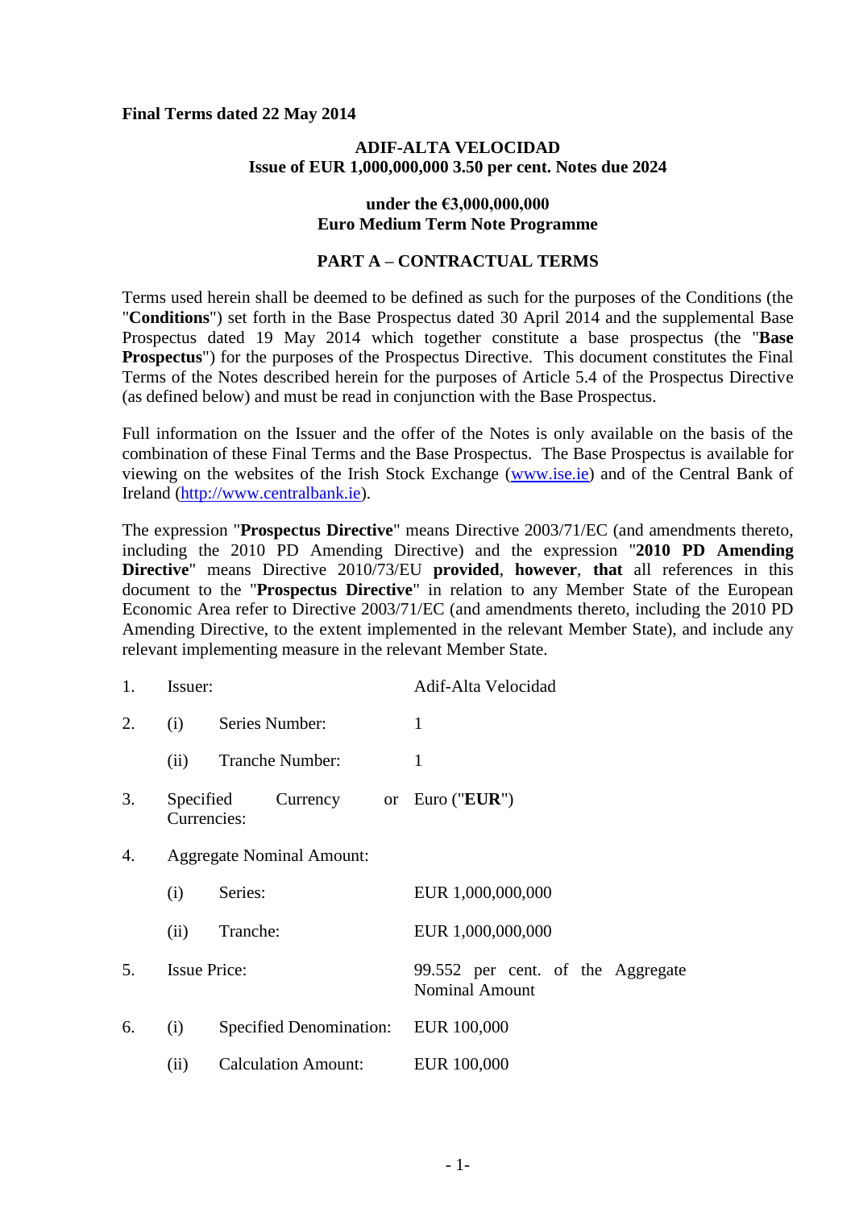**Final Terms dated 22 May 2014**

**ADIF-ALTA VELOCIDAD**
**Issue of EUR 1,000,000,000 3.50 per cent. Notes due 2024**

**under the €3,000,000,000**
**Euro Medium Term Note Programme**

**PART A – CONTRACTUAL TERMS**

Terms used herein shall be deemed to be defined as such for the purposes of the Conditions (the "**Conditions**") set forth in the Base Prospectus dated 30 April 2014 and the supplemental Base Prospectus dated 19 May 2014 which together constitute a base prospectus (the "**Base Prospectus**") for the purposes of the Prospectus Directive. This document constitutes the Final Terms of the Notes described herein for the purposes of Article 5.4 of the Prospectus Directive (as defined below) and must be read in conjunction with the Base Prospectus.

Full information on the Issuer and the offer of the Notes is only available on the basis of the combination of these Final Terms and the Base Prospectus. The Base Prospectus is available for viewing on the websites of the Irish Stock Exchange (www.ise.ie) and of the Central Bank of Ireland (http://www.centralbank.ie).

The expression "**Prospectus Directive**" means Directive 2003/71/EC (and amendments thereto, including the 2010 PD Amending Directive) and the expression "**2010 PD Amending Directive**" means Directive 2010/73/EU **provided**, **however**, **that** all references in this document to the "**Prospectus Directive**" in relation to any Member State of the European Economic Area refer to Directive 2003/71/EC (and amendments thereto, including the 2010 PD Amending Directive, to the extent implemented in the relevant Member State), and include any relevant implementing measure in the relevant Member State.

| | | | |
|---|---|---|---|
| 1. | Issuer: | | Adif-Alta Velocidad |
| 2. | (i) | Series Number: | 1 |
| | (ii) | Tranche Number: | 1 |
| 3. | Specified Currency or Currencies: | | Euro ("**EUR**") |
| 4. | Aggregate Nominal Amount: | | |
| | (i) | Series: | EUR 1,000,000,000 |
| | (ii) | Tranche: | EUR 1,000,000,000 |
| 5. | Issue Price: | | 99.552 per cent. of the Aggregate Nominal Amount |
| 6. | (i) | Specified Denomination: | EUR 100,000 |
| | (ii) | Calculation Amount: | EUR 100,000 |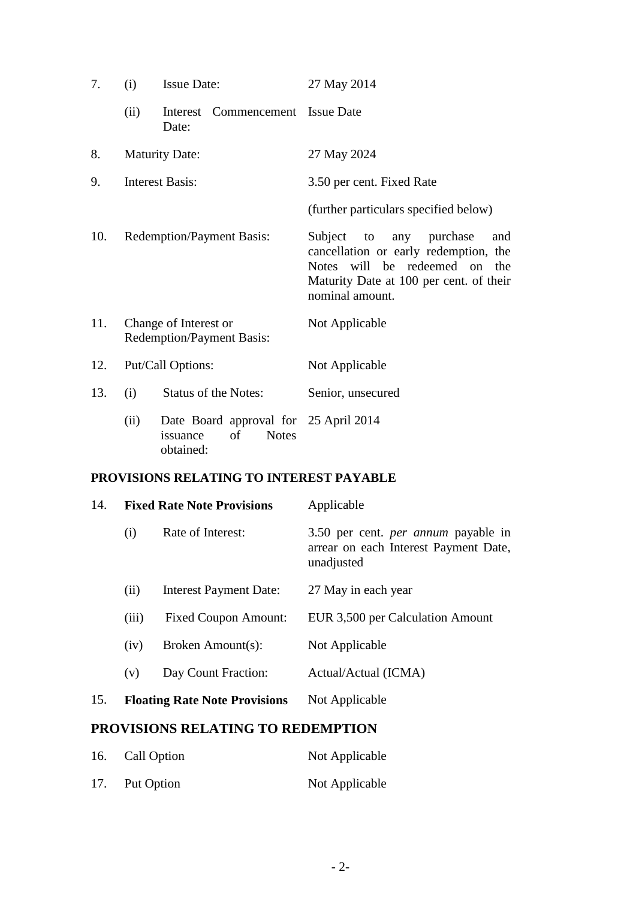| | | | |
|---|---|---|---|
| 7. | (i) | Issue Date: | 27 May 2014 |
| | (ii) | Interest Commencement Date: | Issue Date |
| 8. | Maturity Date: | | 27 May 2024 |
| 9. | Interest Basis: | | 3.50 per cent. Fixed Rate<br><br>(further particulars specified below) |
| 10. | Redemption/Payment Basis: | | Subject to any purchase and cancellation or early redemption, the Notes will be redeemed on the Maturity Date at 100 per cent. of their nominal amount. |
| 11. | Change of Interest or Redemption/Payment Basis: | | Not Applicable |
| 12. | Put/Call Options: | | Not Applicable |
| 13. | (i) | Status of the Notes: | Senior, unsecured |
| | (ii) | Date Board approval for issuance of Notes obtained: | 25 April 2014 |

## PROVISIONS RELATING TO INTEREST PAYABLE

| | | | |
|---|---|---|---|
| 14. | **Fixed Rate Note Provisions** | | Applicable |
| | (i) | Rate of Interest: | 3.50 per cent. *per annum* payable in arrear on each Interest Payment Date, unadjusted |
| | (ii) | Interest Payment Date: | 27 May in each year |
| | (iii) | Fixed Coupon Amount: | EUR 3,500 per Calculation Amount |
| | (iv) | Broken Amount(s): | Not Applicable |
| | (v) | Day Count Fraction: | Actual/Actual (ICMA) |
| 15. | **Floating Rate Note Provisions** | | Not Applicable |

## PROVISIONS RELATING TO REDEMPTION

| | | |
|---|---|---|
| 16. | Call Option | Not Applicable |
| 17. | Put Option | Not Applicable |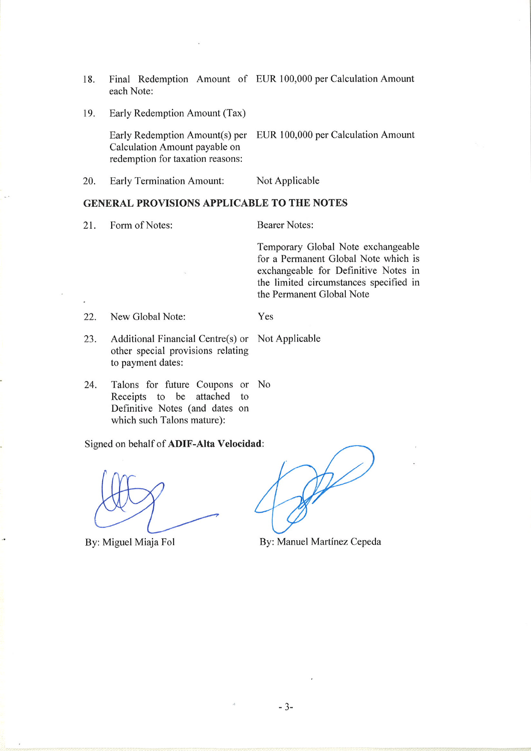18. Final Redemption Amount of each Note: EUR 100,000 per Calculation Amount

19. Early Redemption Amount (Tax)

    Early Redemption Amount(s) per Calculation Amount payable on redemption for taxation reasons: EUR 100,000 per Calculation Amount

20. Early Termination Amount: Not Applicable

**GENERAL PROVISIONS APPLICABLE TO THE NOTES**

21. Form of Notes: Bearer Notes:

    Temporary Global Note exchangeable for a Permanent Global Note which is exchangeable for Definitive Notes in the limited circumstances specified in the Permanent Global Note

22. New Global Note: Yes

23. Additional Financial Centre(s) or other special provisions relating to payment dates: Not Applicable

24. Talons for future Coupons or Receipts to be attached to Definitive Notes (and dates on which such Talons mature): No

Signed on behalf of **ADIF-Alta Velocidad**:

By: Miguel Miaja Fol

By: Manuel Martínez Cepeda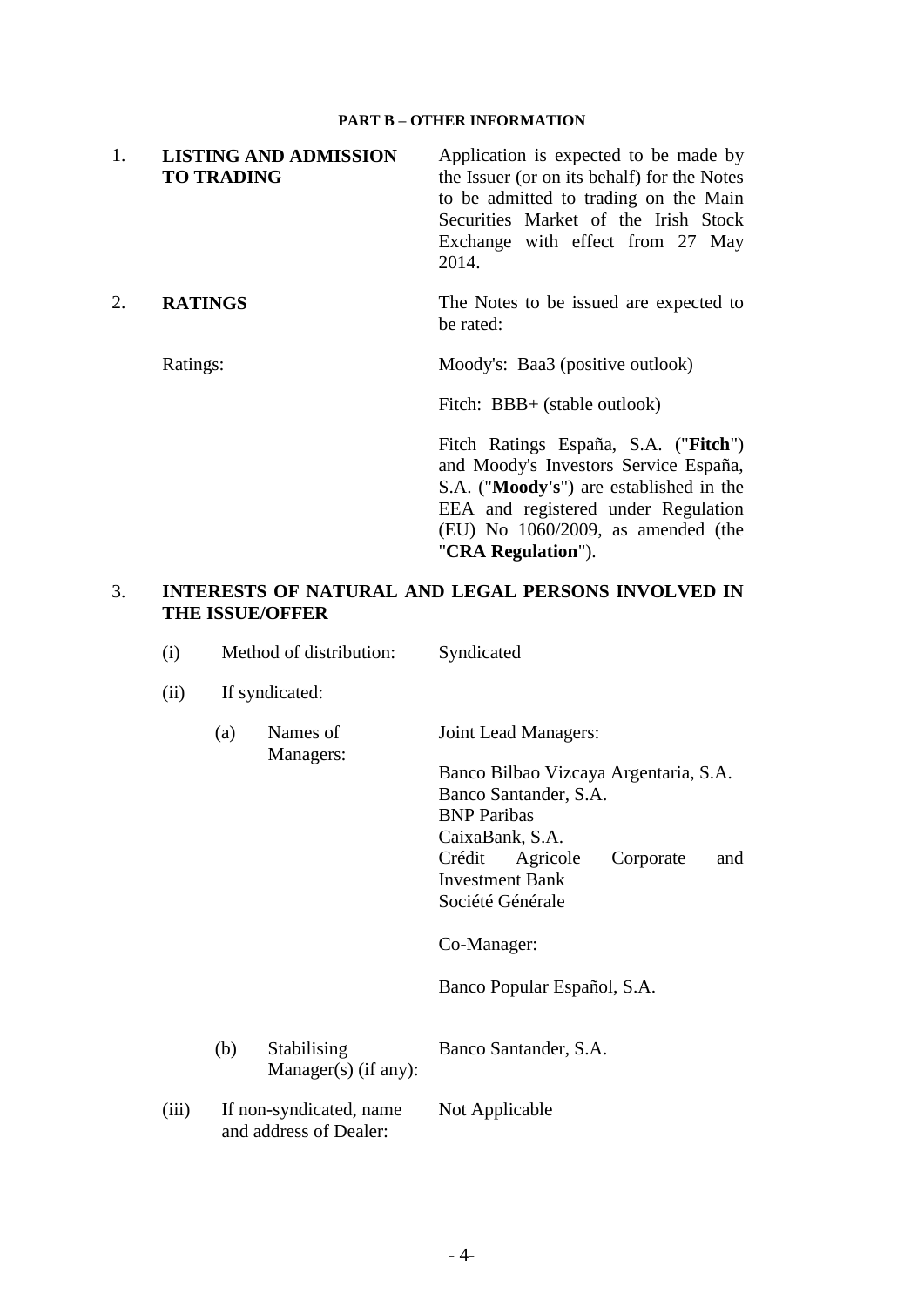**PART B – OTHER INFORMATION**

1. **LISTING AND ADMISSION TO TRADING**

   Application is expected to be made by the Issuer (or on its behalf) for the Notes to be admitted to trading on the Main Securities Market of the Irish Stock Exchange with effect from 27 May 2014.

2. **RATINGS**

   The Notes to be issued are expected to be rated:

   Ratings:

   Moody's: Baa3 (positive outlook)

   Fitch: BBB+ (stable outlook)

   Fitch Ratings España, S.A. ("**Fitch**") and Moody's Investors Service España, S.A. ("**Moody's**") are established in the EEA and registered under Regulation (EU) No 1060/2009, as amended (the "**CRA Regulation**").

3. **INTERESTS OF NATURAL AND LEGAL PERSONS INVOLVED IN THE ISSUE/OFFER**

   (i) Method of distribution: Syndicated

   (ii) If syndicated:

   (a) Names of Managers:

   Joint Lead Managers:

   Banco Bilbao Vizcaya Argentaria, S.A.
   Banco Santander, S.A.
   BNP Paribas
   CaixaBank, S.A.
   Crédit Agricole Corporate and Investment Bank
   Société Générale

   Co-Manager:

   Banco Popular Español, S.A.

   (b) Stabilising Manager(s) (if any): Banco Santander, S.A.

   (iii) If non-syndicated, name and address of Dealer: Not Applicable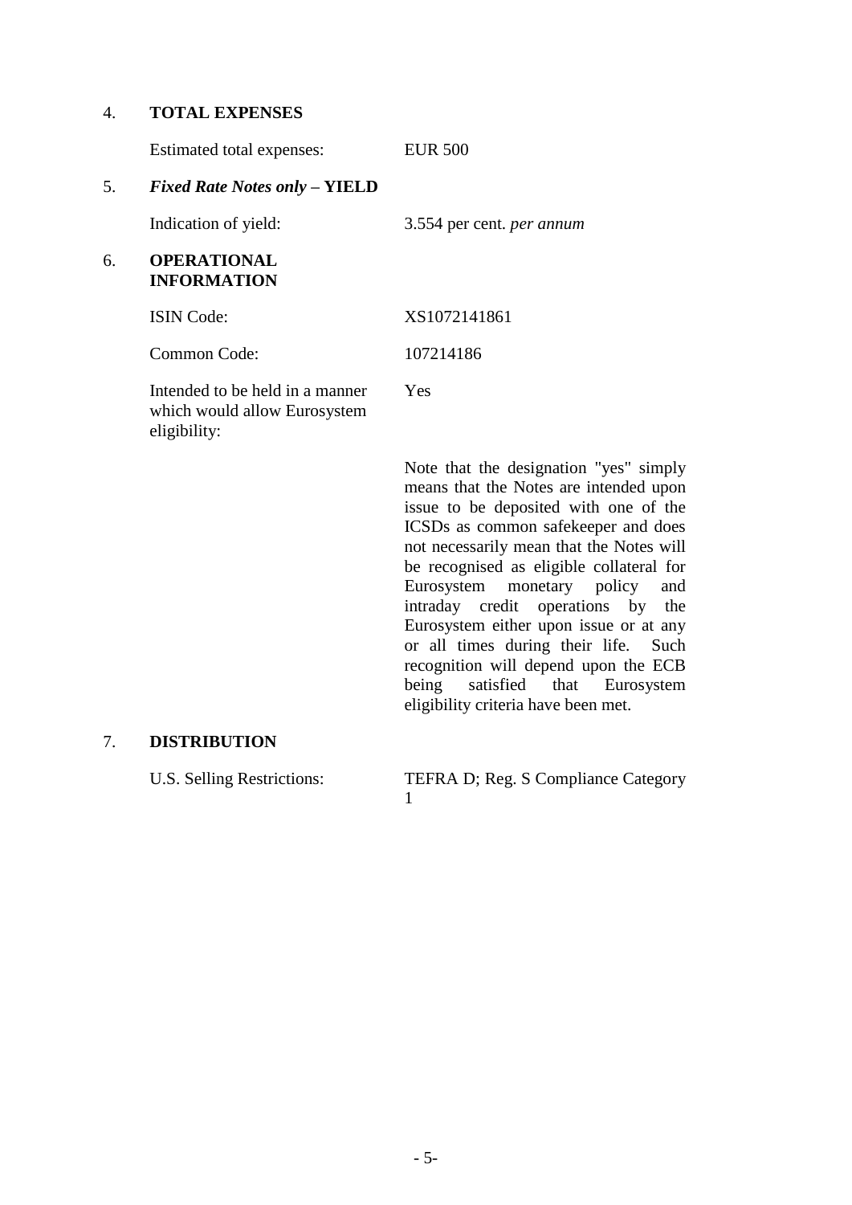4. **TOTAL EXPENSES**

| | |
|---|---|
| Estimated total expenses: | EUR 500 |

5. ***Fixed Rate Notes only* – YIELD**

| | |
|---|---|
| Indication of yield: | 3.554 per cent. *per annum* |

6. **OPERATIONAL INFORMATION**

| | |
|---|---|
| ISIN Code: | XS1072141861 |
| Common Code: | 107214186 |
| Intended to be held in a manner which would allow Eurosystem eligibility: | Yes<br><br>Note that the designation "yes" simply means that the Notes are intended upon issue to be deposited with one of the ICSDs as common safekeeper and does not necessarily mean that the Notes will be recognised as eligible collateral for Eurosystem monetary policy and intraday credit operations by the Eurosystem either upon issue or at any or all times during their life. Such recognition will depend upon the ECB being satisfied that Eurosystem eligibility criteria have been met. |

7. **DISTRIBUTION**

| | |
|---|---|
| U.S. Selling Restrictions: | TEFRA D; Reg. S Compliance Category 1 |